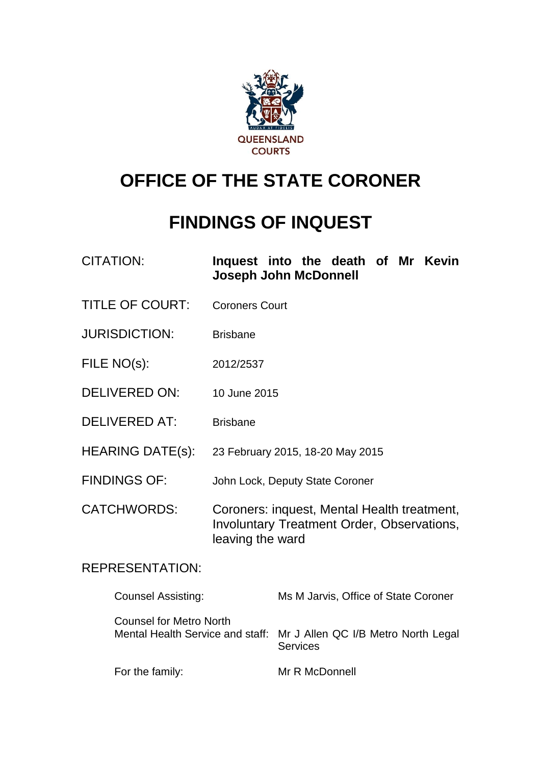QUEENSLAND COURTS

# OFFICE OF THE STATE CORONER

# FINDINGS OF INQUEST

| | |
|---|---|
| CITATION: | **Inquest into the death of Mr Kevin Joseph John McDonnell** |
| TITLE OF COURT: | Coroners Court |
| JURISDICTION: | Brisbane |
| FILE NO(s): | 2012/2537 |
| DELIVERED ON: | 10 June 2015 |
| DELIVERED AT: | Brisbane |
| HEARING DATE(s): | 23 February 2015, 18-20 May 2015 |
| FINDINGS OF: | John Lock, Deputy State Coroner |
| CATCHWORDS: | Coroners: inquest, Mental Health treatment, Involuntary Treatment Order, Observations, leaving the ward |

REPRESENTATION:

| | |
|---|---|
| Counsel Assisting: | Ms M Jarvis, Office of State Coroner |
| Counsel for Metro North Mental Health Service and staff: | Mr J Allen QC I/B Metro North Legal Services |
| For the family: | Mr R McDonnell |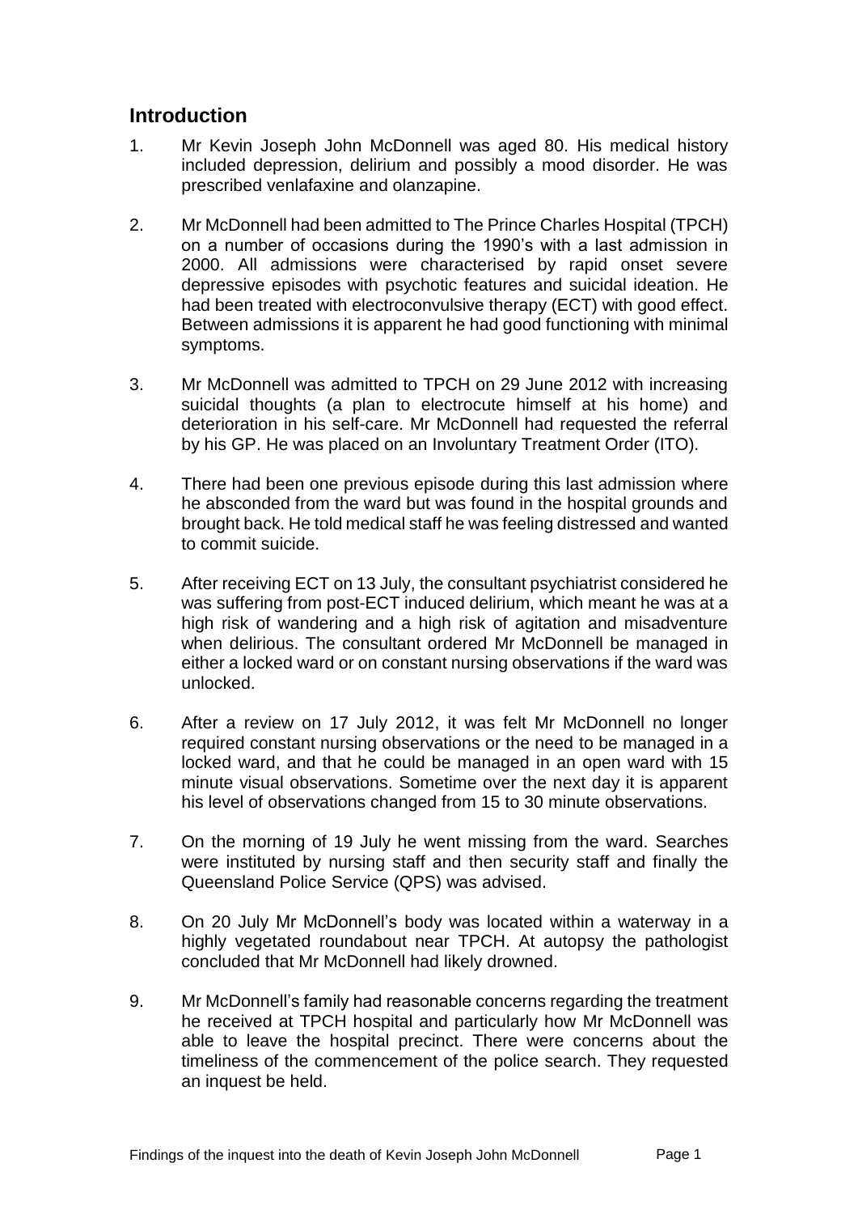## Introduction

1. Mr Kevin Joseph John McDonnell was aged 80. His medical history included depression, delirium and possibly a mood disorder. He was prescribed venlafaxine and olanzapine.

2. Mr McDonnell had been admitted to The Prince Charles Hospital (TPCH) on a number of occasions during the 1990's with a last admission in 2000. All admissions were characterised by rapid onset severe depressive episodes with psychotic features and suicidal ideation. He had been treated with electroconvulsive therapy (ECT) with good effect. Between admissions it is apparent he had good functioning with minimal symptoms.

3. Mr McDonnell was admitted to TPCH on 29 June 2012 with increasing suicidal thoughts (a plan to electrocute himself at his home) and deterioration in his self-care. Mr McDonnell had requested the referral by his GP. He was placed on an Involuntary Treatment Order (ITO).

4. There had been one previous episode during this last admission where he absconded from the ward but was found in the hospital grounds and brought back. He told medical staff he was feeling distressed and wanted to commit suicide.

5. After receiving ECT on 13 July, the consultant psychiatrist considered he was suffering from post-ECT induced delirium, which meant he was at a high risk of wandering and a high risk of agitation and misadventure when delirious. The consultant ordered Mr McDonnell be managed in either a locked ward or on constant nursing observations if the ward was unlocked.

6. After a review on 17 July 2012, it was felt Mr McDonnell no longer required constant nursing observations or the need to be managed in a locked ward, and that he could be managed in an open ward with 15 minute visual observations. Sometime over the next day it is apparent his level of observations changed from 15 to 30 minute observations.

7. On the morning of 19 July he went missing from the ward. Searches were instituted by nursing staff and then security staff and finally the Queensland Police Service (QPS) was advised.

8. On 20 July Mr McDonnell's body was located within a waterway in a highly vegetated roundabout near TPCH. At autopsy the pathologist concluded that Mr McDonnell had likely drowned.

9. Mr McDonnell's family had reasonable concerns regarding the treatment he received at TPCH hospital and particularly how Mr McDonnell was able to leave the hospital precinct. There were concerns about the timeliness of the commencement of the police search. They requested an inquest be held.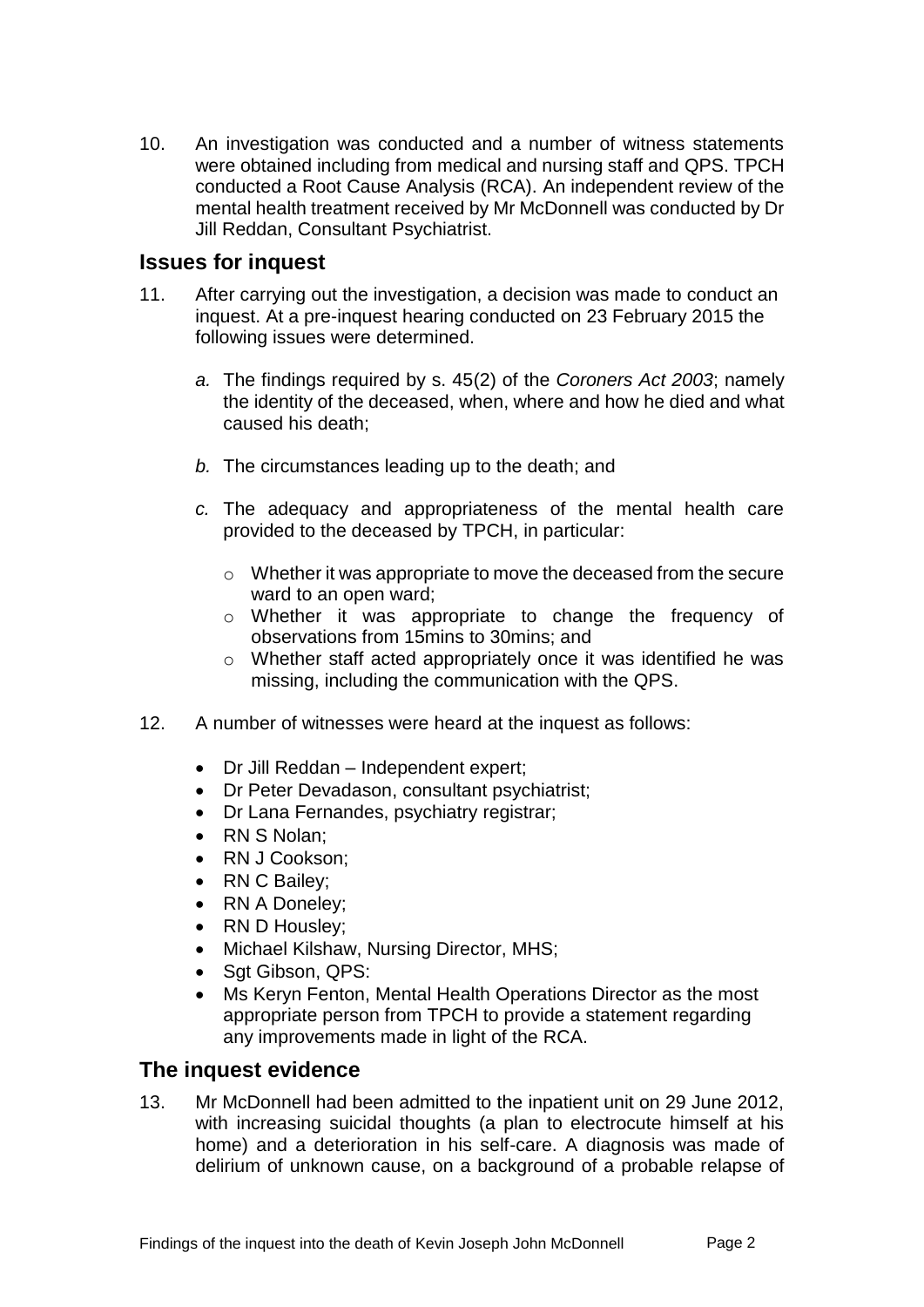10. An investigation was conducted and a number of witness statements were obtained including from medical and nursing staff and QPS. TPCH conducted a Root Cause Analysis (RCA). An independent review of the mental health treatment received by Mr McDonnell was conducted by Dr Jill Reddan, Consultant Psychiatrist.

## Issues for inquest

11. After carrying out the investigation, a decision was made to conduct an inquest. At a pre-inquest hearing conducted on 23 February 2015 the following issues were determined.

    *a.* The findings required by s. 45(2) of the *Coroners Act 2003*; namely the identity of the deceased, when, where and how he died and what caused his death;

    *b.* The circumstances leading up to the death; and

    *c.* The adequacy and appropriateness of the mental health care provided to the deceased by TPCH, in particular:

    - Whether it was appropriate to move the deceased from the secure ward to an open ward;
    - Whether it was appropriate to change the frequency of observations from 15mins to 30mins; and
    - Whether staff acted appropriately once it was identified he was missing, including the communication with the QPS.

12. A number of witnesses were heard at the inquest as follows:

    - Dr Jill Reddan – Independent expert;
    - Dr Peter Devadason, consultant psychiatrist;
    - Dr Lana Fernandes, psychiatry registrar;
    - RN S Nolan;
    - RN J Cookson;
    - RN C Bailey;
    - RN A Doneley;
    - RN D Housley;
    - Michael Kilshaw, Nursing Director, MHS;
    - Sgt Gibson, QPS:
    - Ms Keryn Fenton, Mental Health Operations Director as the most appropriate person from TPCH to provide a statement regarding any improvements made in light of the RCA.

## The inquest evidence

13. Mr McDonnell had been admitted to the inpatient unit on 29 June 2012, with increasing suicidal thoughts (a plan to electrocute himself at his home) and a deterioration in his self-care. A diagnosis was made of delirium of unknown cause, on a background of a probable relapse of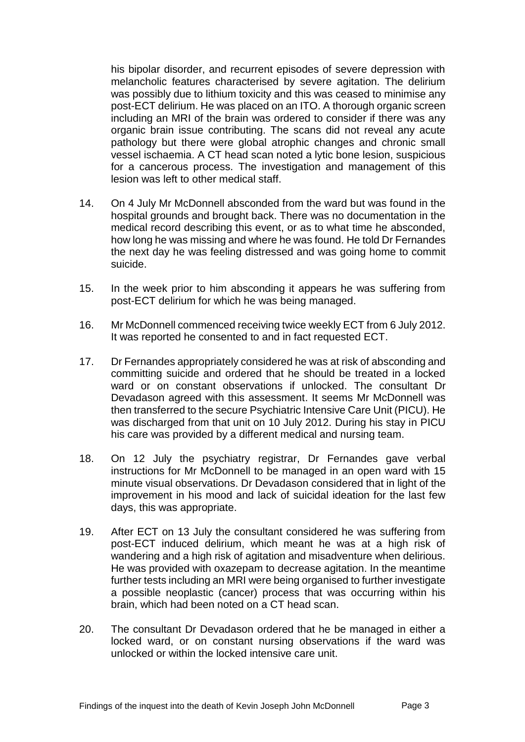his bipolar disorder, and recurrent episodes of severe depression with melancholic features characterised by severe agitation. The delirium was possibly due to lithium toxicity and this was ceased to minimise any post-ECT delirium. He was placed on an ITO. A thorough organic screen including an MRI of the brain was ordered to consider if there was any organic brain issue contributing. The scans did not reveal any acute pathology but there were global atrophic changes and chronic small vessel ischaemia. A CT head scan noted a lytic bone lesion, suspicious for a cancerous process. The investigation and management of this lesion was left to other medical staff.

14. On 4 July Mr McDonnell absconded from the ward but was found in the hospital grounds and brought back. There was no documentation in the medical record describing this event, or as to what time he absconded, how long he was missing and where he was found. He told Dr Fernandes the next day he was feeling distressed and was going home to commit suicide.

15. In the week prior to him absconding it appears he was suffering from post-ECT delirium for which he was being managed.

16. Mr McDonnell commenced receiving twice weekly ECT from 6 July 2012. It was reported he consented to and in fact requested ECT.

17. Dr Fernandes appropriately considered he was at risk of absconding and committing suicide and ordered that he should be treated in a locked ward or on constant observations if unlocked. The consultant Dr Devadason agreed with this assessment. It seems Mr McDonnell was then transferred to the secure Psychiatric Intensive Care Unit (PICU). He was discharged from that unit on 10 July 2012. During his stay in PICU his care was provided by a different medical and nursing team.

18. On 12 July the psychiatry registrar, Dr Fernandes gave verbal instructions for Mr McDonnell to be managed in an open ward with 15 minute visual observations. Dr Devadason considered that in light of the improvement in his mood and lack of suicidal ideation for the last few days, this was appropriate.

19. After ECT on 13 July the consultant considered he was suffering from post-ECT induced delirium, which meant he was at a high risk of wandering and a high risk of agitation and misadventure when delirious. He was provided with oxazepam to decrease agitation. In the meantime further tests including an MRI were being organised to further investigate a possible neoplastic (cancer) process that was occurring within his brain, which had been noted on a CT head scan.

20. The consultant Dr Devadason ordered that he be managed in either a locked ward, or on constant nursing observations if the ward was unlocked or within the locked intensive care unit.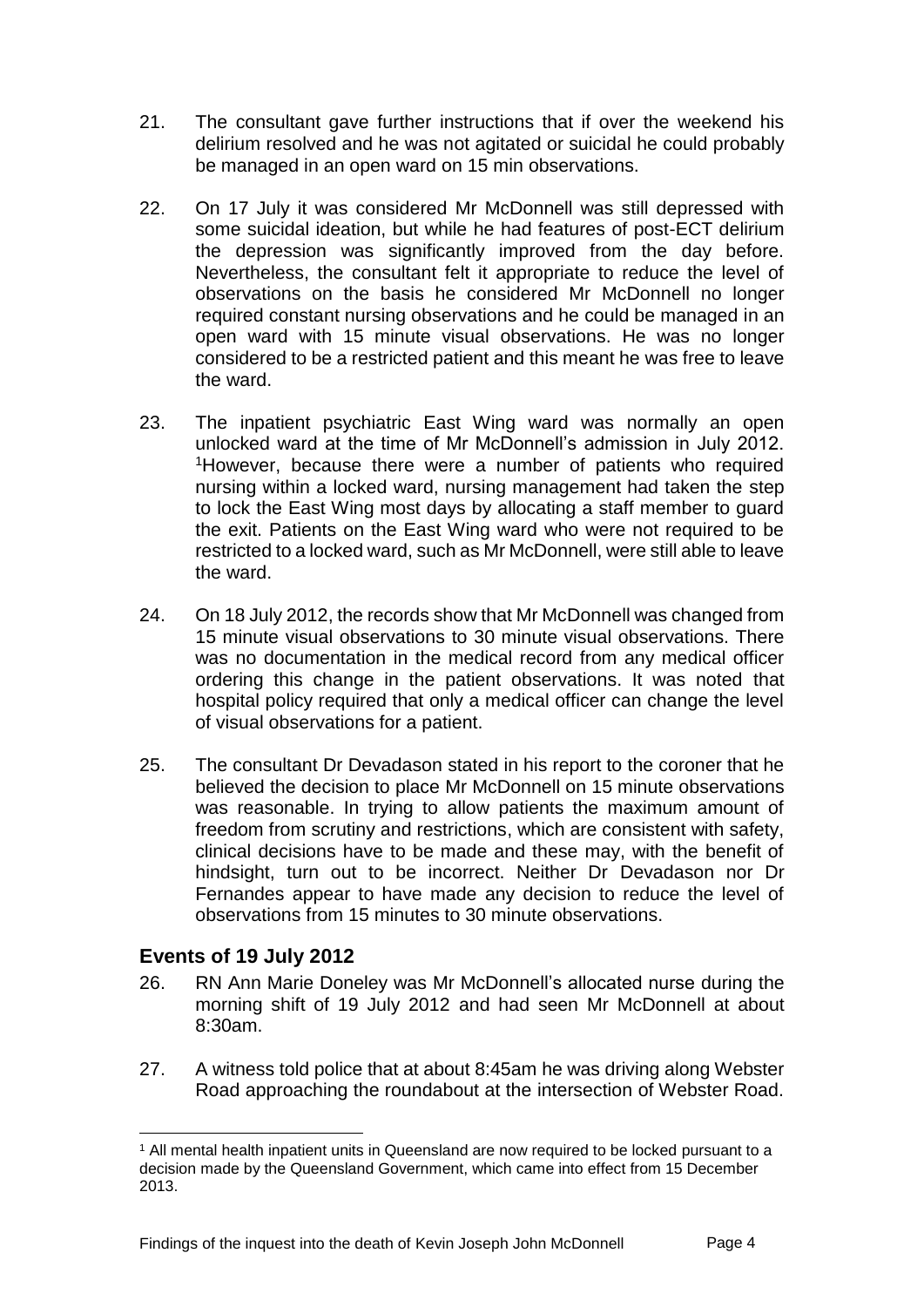21. The consultant gave further instructions that if over the weekend his delirium resolved and he was not agitated or suicidal he could probably be managed in an open ward on 15 min observations.

22. On 17 July it was considered Mr McDonnell was still depressed with some suicidal ideation, but while he had features of post-ECT delirium the depression was significantly improved from the day before. Nevertheless, the consultant felt it appropriate to reduce the level of observations on the basis he considered Mr McDonnell no longer required constant nursing observations and he could be managed in an open ward with 15 minute visual observations. He was no longer considered to be a restricted patient and this meant he was free to leave the ward.

23. The inpatient psychiatric East Wing ward was normally an open unlocked ward at the time of Mr McDonnell's admission in July 2012. [1]However, because there were a number of patients who required nursing within a locked ward, nursing management had taken the step to lock the East Wing most days by allocating a staff member to guard the exit. Patients on the East Wing ward who were not required to be restricted to a locked ward, such as Mr McDonnell, were still able to leave the ward.

24. On 18 July 2012, the records show that Mr McDonnell was changed from 15 minute visual observations to 30 minute visual observations. There was no documentation in the medical record from any medical officer ordering this change in the patient observations. It was noted that hospital policy required that only a medical officer can change the level of visual observations for a patient.

25. The consultant Dr Devadason stated in his report to the coroner that he believed the decision to place Mr McDonnell on 15 minute observations was reasonable. In trying to allow patients the maximum amount of freedom from scrutiny and restrictions, which are consistent with safety, clinical decisions have to be made and these may, with the benefit of hindsight, turn out to be incorrect. Neither Dr Devadason nor Dr Fernandes appear to have made any decision to reduce the level of observations from 15 minutes to 30 minute observations.

## Events of 19 July 2012

26. RN Ann Marie Doneley was Mr McDonnell's allocated nurse during the morning shift of 19 July 2012 and had seen Mr McDonnell at about 8:30am.

27. A witness told police that at about 8:45am he was driving along Webster Road approaching the roundabout at the intersection of Webster Road.

[1] All mental health inpatient units in Queensland are now required to be locked pursuant to a decision made by the Queensland Government, which came into effect from 15 December 2013.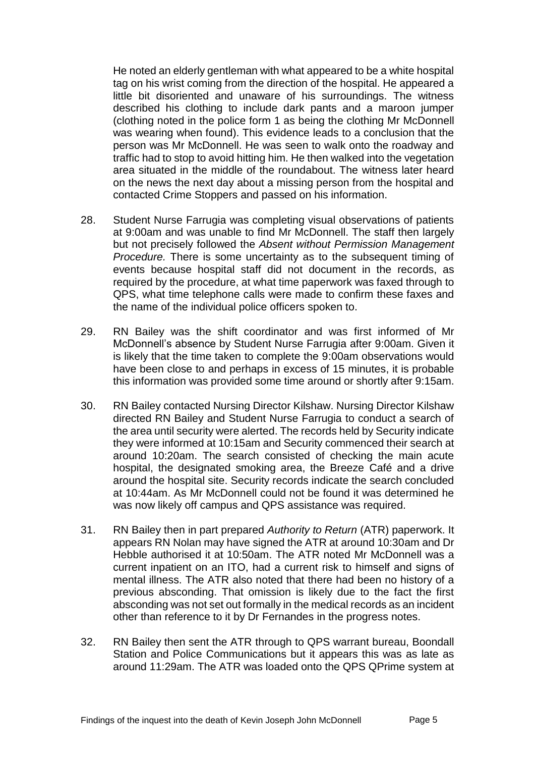He noted an elderly gentleman with what appeared to be a white hospital tag on his wrist coming from the direction of the hospital. He appeared a little bit disoriented and unaware of his surroundings. The witness described his clothing to include dark pants and a maroon jumper (clothing noted in the police form 1 as being the clothing Mr McDonnell was wearing when found). This evidence leads to a conclusion that the person was Mr McDonnell. He was seen to walk onto the roadway and traffic had to stop to avoid hitting him. He then walked into the vegetation area situated in the middle of the roundabout. The witness later heard on the news the next day about a missing person from the hospital and contacted Crime Stoppers and passed on his information.

28. Student Nurse Farrugia was completing visual observations of patients at 9:00am and was unable to find Mr McDonnell. The staff then largely but not precisely followed the *Absent without Permission Management Procedure.* There is some uncertainty as to the subsequent timing of events because hospital staff did not document in the records, as required by the procedure, at what time paperwork was faxed through to QPS, what time telephone calls were made to confirm these faxes and the name of the individual police officers spoken to.

29. RN Bailey was the shift coordinator and was first informed of Mr McDonnell's absence by Student Nurse Farrugia after 9:00am. Given it is likely that the time taken to complete the 9:00am observations would have been close to and perhaps in excess of 15 minutes, it is probable this information was provided some time around or shortly after 9:15am.

30. RN Bailey contacted Nursing Director Kilshaw. Nursing Director Kilshaw directed RN Bailey and Student Nurse Farrugia to conduct a search of the area until security were alerted. The records held by Security indicate they were informed at 10:15am and Security commenced their search at around 10:20am. The search consisted of checking the main acute hospital, the designated smoking area, the Breeze Café and a drive around the hospital site. Security records indicate the search concluded at 10:44am. As Mr McDonnell could not be found it was determined he was now likely off campus and QPS assistance was required.

31. RN Bailey then in part prepared *Authority to Return* (ATR) paperwork. It appears RN Nolan may have signed the ATR at around 10:30am and Dr Hebble authorised it at 10:50am. The ATR noted Mr McDonnell was a current inpatient on an ITO, had a current risk to himself and signs of mental illness. The ATR also noted that there had been no history of a previous absconding. That omission is likely due to the fact the first absconding was not set out formally in the medical records as an incident other than reference to it by Dr Fernandes in the progress notes.

32. RN Bailey then sent the ATR through to QPS warrant bureau, Boondall Station and Police Communications but it appears this was as late as around 11:29am. The ATR was loaded onto the QPS QPrime system at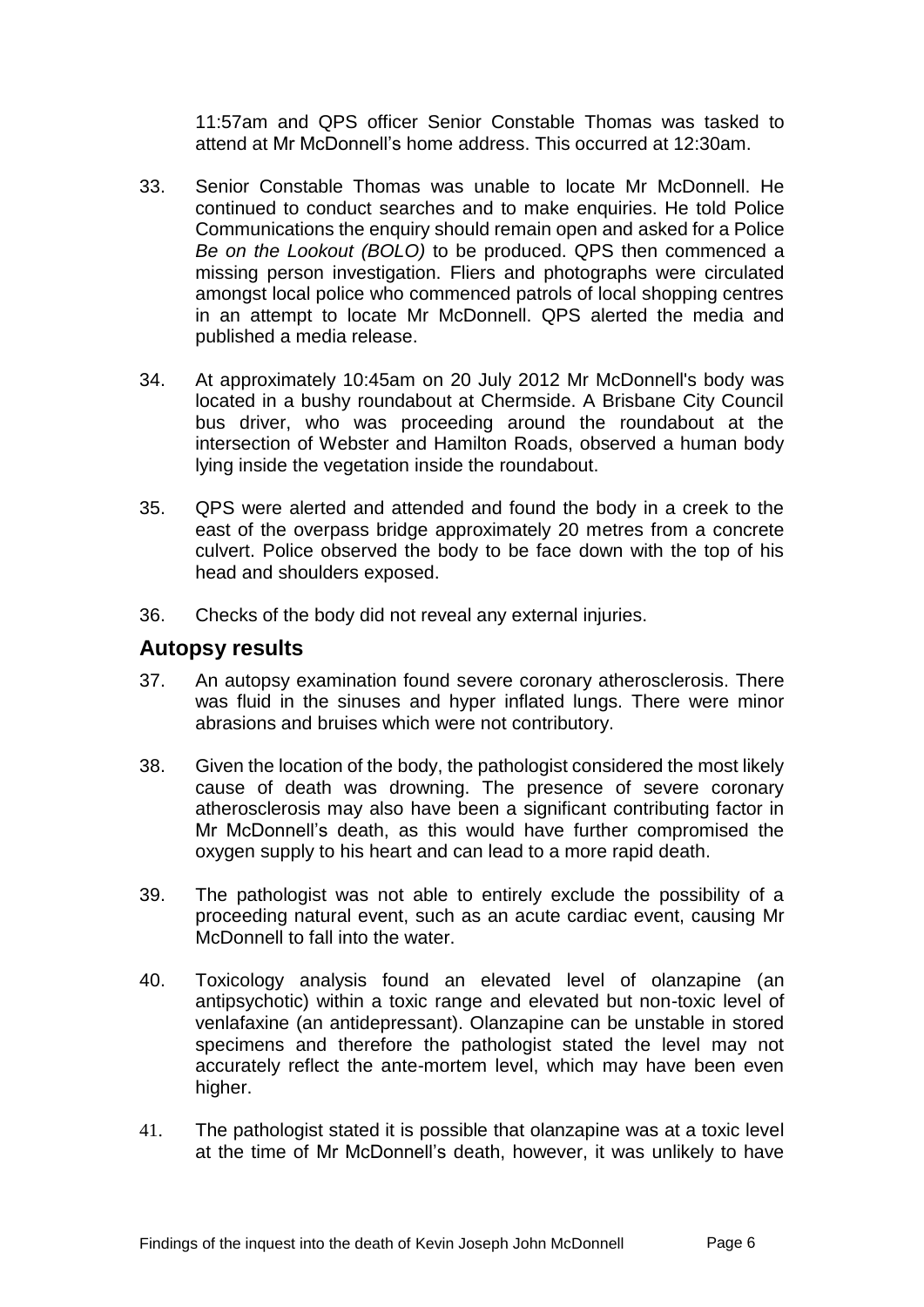11:57am and QPS officer Senior Constable Thomas was tasked to attend at Mr McDonnell's home address. This occurred at 12:30am.

33. Senior Constable Thomas was unable to locate Mr McDonnell. He continued to conduct searches and to make enquiries. He told Police Communications the enquiry should remain open and asked for a Police *Be on the Lookout (BOLO)* to be produced. QPS then commenced a missing person investigation. Fliers and photographs were circulated amongst local police who commenced patrols of local shopping centres in an attempt to locate Mr McDonnell. QPS alerted the media and published a media release.

34. At approximately 10:45am on 20 July 2012 Mr McDonnell's body was located in a bushy roundabout at Chermside. A Brisbane City Council bus driver, who was proceeding around the roundabout at the intersection of Webster and Hamilton Roads, observed a human body lying inside the vegetation inside the roundabout.

35. QPS were alerted and attended and found the body in a creek to the east of the overpass bridge approximately 20 metres from a concrete culvert. Police observed the body to be face down with the top of his head and shoulders exposed.

36. Checks of the body did not reveal any external injuries.

## Autopsy results

37. An autopsy examination found severe coronary atherosclerosis. There was fluid in the sinuses and hyper inflated lungs. There were minor abrasions and bruises which were not contributory.

38. Given the location of the body, the pathologist considered the most likely cause of death was drowning. The presence of severe coronary atherosclerosis may also have been a significant contributing factor in Mr McDonnell's death, as this would have further compromised the oxygen supply to his heart and can lead to a more rapid death.

39. The pathologist was not able to entirely exclude the possibility of a proceeding natural event, such as an acute cardiac event, causing Mr McDonnell to fall into the water.

40. Toxicology analysis found an elevated level of olanzapine (an antipsychotic) within a toxic range and elevated but non-toxic level of venlafaxine (an antidepressant). Olanzapine can be unstable in stored specimens and therefore the pathologist stated the level may not accurately reflect the ante-mortem level, which may have been even higher.

41. The pathologist stated it is possible that olanzapine was at a toxic level at the time of Mr McDonnell's death, however, it was unlikely to have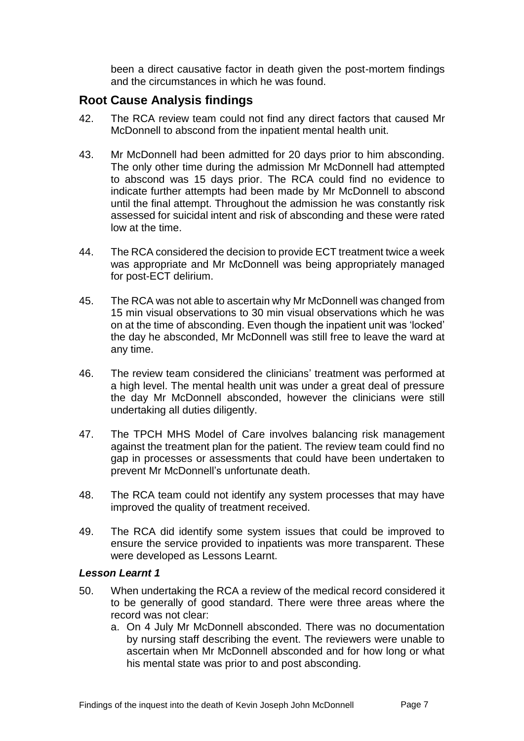been a direct causative factor in death given the post-mortem findings and the circumstances in which he was found.

## Root Cause Analysis findings

42. The RCA review team could not find any direct factors that caused Mr McDonnell to abscond from the inpatient mental health unit.

43. Mr McDonnell had been admitted for 20 days prior to him absconding. The only other time during the admission Mr McDonnell had attempted to abscond was 15 days prior. The RCA could find no evidence to indicate further attempts had been made by Mr McDonnell to abscond until the final attempt. Throughout the admission he was constantly risk assessed for suicidal intent and risk of absconding and these were rated low at the time.

44. The RCA considered the decision to provide ECT treatment twice a week was appropriate and Mr McDonnell was being appropriately managed for post-ECT delirium.

45. The RCA was not able to ascertain why Mr McDonnell was changed from 15 min visual observations to 30 min visual observations which he was on at the time of absconding. Even though the inpatient unit was 'locked' the day he absconded, Mr McDonnell was still free to leave the ward at any time.

46. The review team considered the clinicians' treatment was performed at a high level. The mental health unit was under a great deal of pressure the day Mr McDonnell absconded, however the clinicians were still undertaking all duties diligently.

47. The TPCH MHS Model of Care involves balancing risk management against the treatment plan for the patient. The review team could find no gap in processes or assessments that could have been undertaken to prevent Mr McDonnell's unfortunate death.

48. The RCA team could not identify any system processes that may have improved the quality of treatment received.

49. The RCA did identify some system issues that could be improved to ensure the service provided to inpatients was more transparent. These were developed as Lessons Learnt.

### *Lesson Learnt 1*

50. When undertaking the RCA a review of the medical record considered it to be generally of good standard. There were three areas where the record was not clear:
    a. On 4 July Mr McDonnell absconded. There was no documentation by nursing staff describing the event. The reviewers were unable to ascertain when Mr McDonnell absconded and for how long or what his mental state was prior to and post absconding.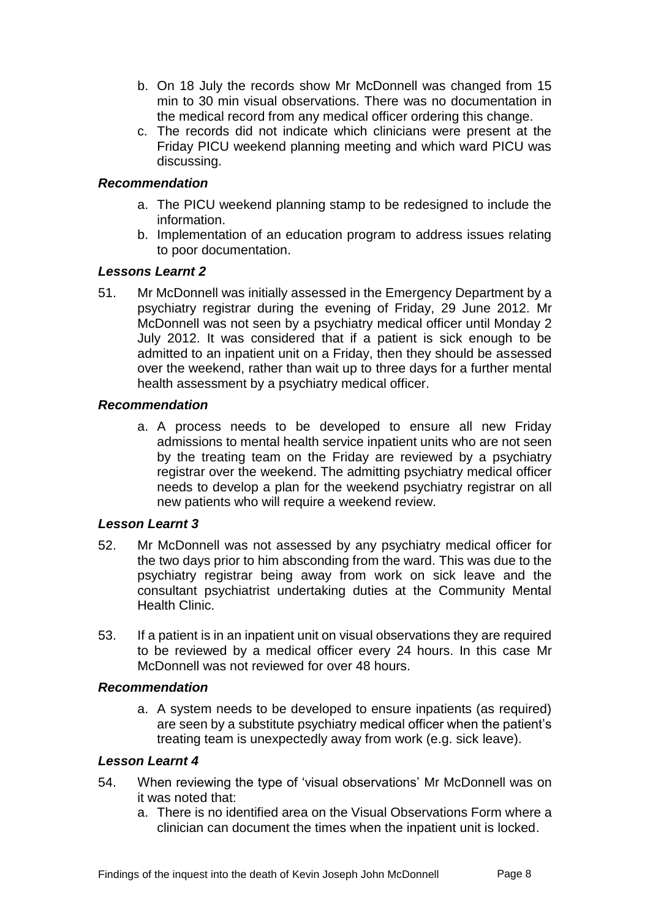b. On 18 July the records show Mr McDonnell was changed from 15 min to 30 min visual observations. There was no documentation in the medical record from any medical officer ordering this change.
c. The records did not indicate which clinicians were present at the Friday PICU weekend planning meeting and which ward PICU was discussing.

***Recommendation***

a. The PICU weekend planning stamp to be redesigned to include the information.
b. Implementation of an education program to address issues relating to poor documentation.

***Lessons Learnt 2***

51. Mr McDonnell was initially assessed in the Emergency Department by a psychiatry registrar during the evening of Friday, 29 June 2012. Mr McDonnell was not seen by a psychiatry medical officer until Monday 2 July 2012. It was considered that if a patient is sick enough to be admitted to an inpatient unit on a Friday, then they should be assessed over the weekend, rather than wait up to three days for a further mental health assessment by a psychiatry medical officer.

***Recommendation***

a. A process needs to be developed to ensure all new Friday admissions to mental health service inpatient units who are not seen by the treating team on the Friday are reviewed by a psychiatry registrar over the weekend. The admitting psychiatry medical officer needs to develop a plan for the weekend psychiatry registrar on all new patients who will require a weekend review.

***Lesson Learnt 3***

52. Mr McDonnell was not assessed by any psychiatry medical officer for the two days prior to him absconding from the ward. This was due to the psychiatry registrar being away from work on sick leave and the consultant psychiatrist undertaking duties at the Community Mental Health Clinic.

53. If a patient is in an inpatient unit on visual observations they are required to be reviewed by a medical officer every 24 hours. In this case Mr McDonnell was not reviewed for over 48 hours.

***Recommendation***

a. A system needs to be developed to ensure inpatients (as required) are seen by a substitute psychiatry medical officer when the patient's treating team is unexpectedly away from work (e.g. sick leave).

***Lesson Learnt 4***

54. When reviewing the type of 'visual observations' Mr McDonnell was on it was noted that:
   a. There is no identified area on the Visual Observations Form where a clinician can document the times when the inpatient unit is locked.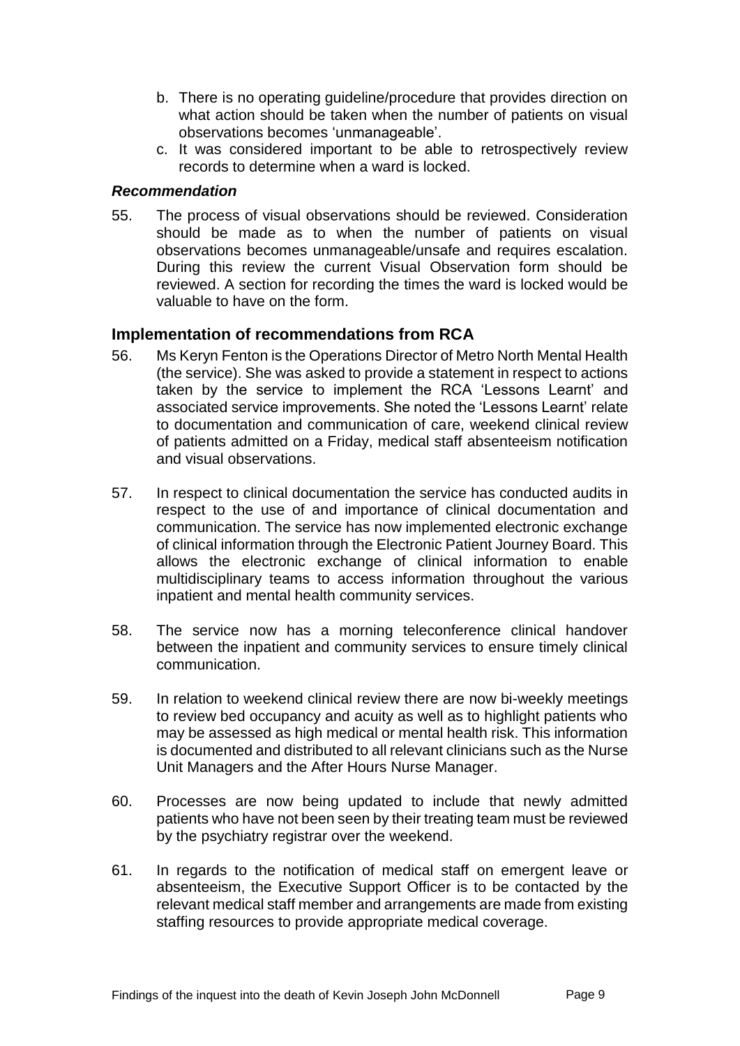b. There is no operating guideline/procedure that provides direction on what action should be taken when the number of patients on visual observations becomes 'unmanageable'.

c. It was considered important to be able to retrospectively review records to determine when a ward is locked.

### *Recommendation*

55. The process of visual observations should be reviewed. Consideration should be made as to when the number of patients on visual observations becomes unmanageable/unsafe and requires escalation. During this review the current Visual Observation form should be reviewed. A section for recording the times the ward is locked would be valuable to have on the form.

## Implementation of recommendations from RCA

56. Ms Keryn Fenton is the Operations Director of Metro North Mental Health (the service). She was asked to provide a statement in respect to actions taken by the service to implement the RCA 'Lessons Learnt' and associated service improvements. She noted the 'Lessons Learnt' relate to documentation and communication of care, weekend clinical review of patients admitted on a Friday, medical staff absenteeism notification and visual observations.

57. In respect to clinical documentation the service has conducted audits in respect to the use of and importance of clinical documentation and communication. The service has now implemented electronic exchange of clinical information through the Electronic Patient Journey Board. This allows the electronic exchange of clinical information to enable multidisciplinary teams to access information throughout the various inpatient and mental health community services.

58. The service now has a morning teleconference clinical handover between the inpatient and community services to ensure timely clinical communication.

59. In relation to weekend clinical review there are now bi-weekly meetings to review bed occupancy and acuity as well as to highlight patients who may be assessed as high medical or mental health risk. This information is documented and distributed to all relevant clinicians such as the Nurse Unit Managers and the After Hours Nurse Manager.

60. Processes are now being updated to include that newly admitted patients who have not been seen by their treating team must be reviewed by the psychiatry registrar over the weekend.

61. In regards to the notification of medical staff on emergent leave or absenteeism, the Executive Support Officer is to be contacted by the relevant medical staff member and arrangements are made from existing staffing resources to provide appropriate medical coverage.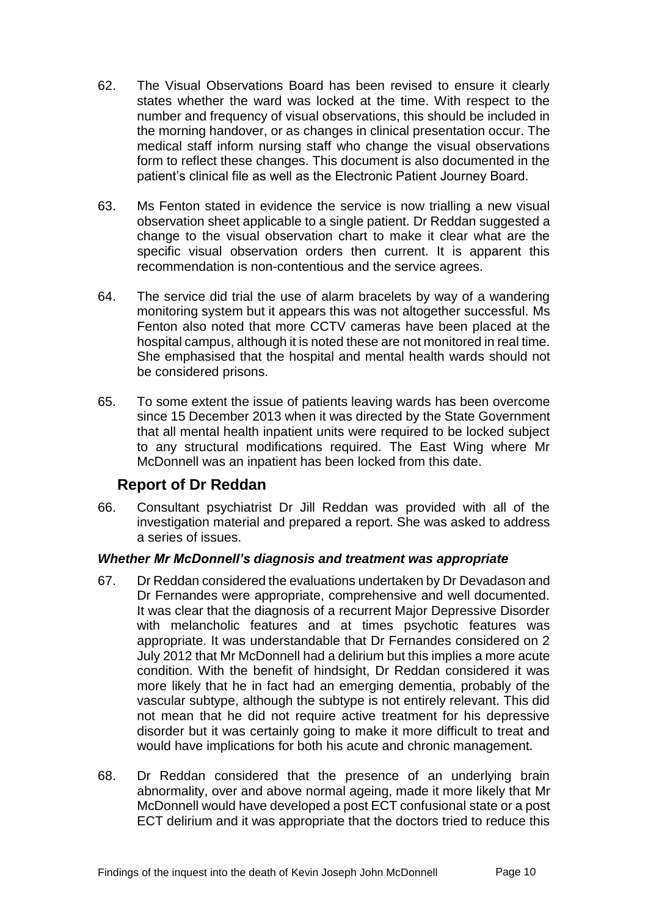62. The Visual Observations Board has been revised to ensure it clearly states whether the ward was locked at the time. With respect to the number and frequency of visual observations, this should be included in the morning handover, or as changes in clinical presentation occur. The medical staff inform nursing staff who change the visual observations form to reflect these changes. This document is also documented in the patient's clinical file as well as the Electronic Patient Journey Board.

63. Ms Fenton stated in evidence the service is now trialling a new visual observation sheet applicable to a single patient. Dr Reddan suggested a change to the visual observation chart to make it clear what are the specific visual observation orders then current. It is apparent this recommendation is non-contentious and the service agrees.

64. The service did trial the use of alarm bracelets by way of a wandering monitoring system but it appears this was not altogether successful. Ms Fenton also noted that more CCTV cameras have been placed at the hospital campus, although it is noted these are not monitored in real time. She emphasised that the hospital and mental health wards should not be considered prisons.

65. To some extent the issue of patients leaving wards has been overcome since 15 December 2013 when it was directed by the State Government that all mental health inpatient units were required to be locked subject to any structural modifications required. The East Wing where Mr McDonnell was an inpatient has been locked from this date.

## Report of Dr Reddan

66. Consultant psychiatrist Dr Jill Reddan was provided with all of the investigation material and prepared a report. She was asked to address a series of issues.

### *Whether Mr McDonnell's diagnosis and treatment was appropriate*

67. Dr Reddan considered the evaluations undertaken by Dr Devadason and Dr Fernandes were appropriate, comprehensive and well documented. It was clear that the diagnosis of a recurrent Major Depressive Disorder with melancholic features and at times psychotic features was appropriate. It was understandable that Dr Fernandes considered on 2 July 2012 that Mr McDonnell had a delirium but this implies a more acute condition. With the benefit of hindsight, Dr Reddan considered it was more likely that he in fact had an emerging dementia, probably of the vascular subtype, although the subtype is not entirely relevant. This did not mean that he did not require active treatment for his depressive disorder but it was certainly going to make it more difficult to treat and would have implications for both his acute and chronic management.

68. Dr Reddan considered that the presence of an underlying brain abnormality, over and above normal ageing, made it more likely that Mr McDonnell would have developed a post ECT confusional state or a post ECT delirium and it was appropriate that the doctors tried to reduce this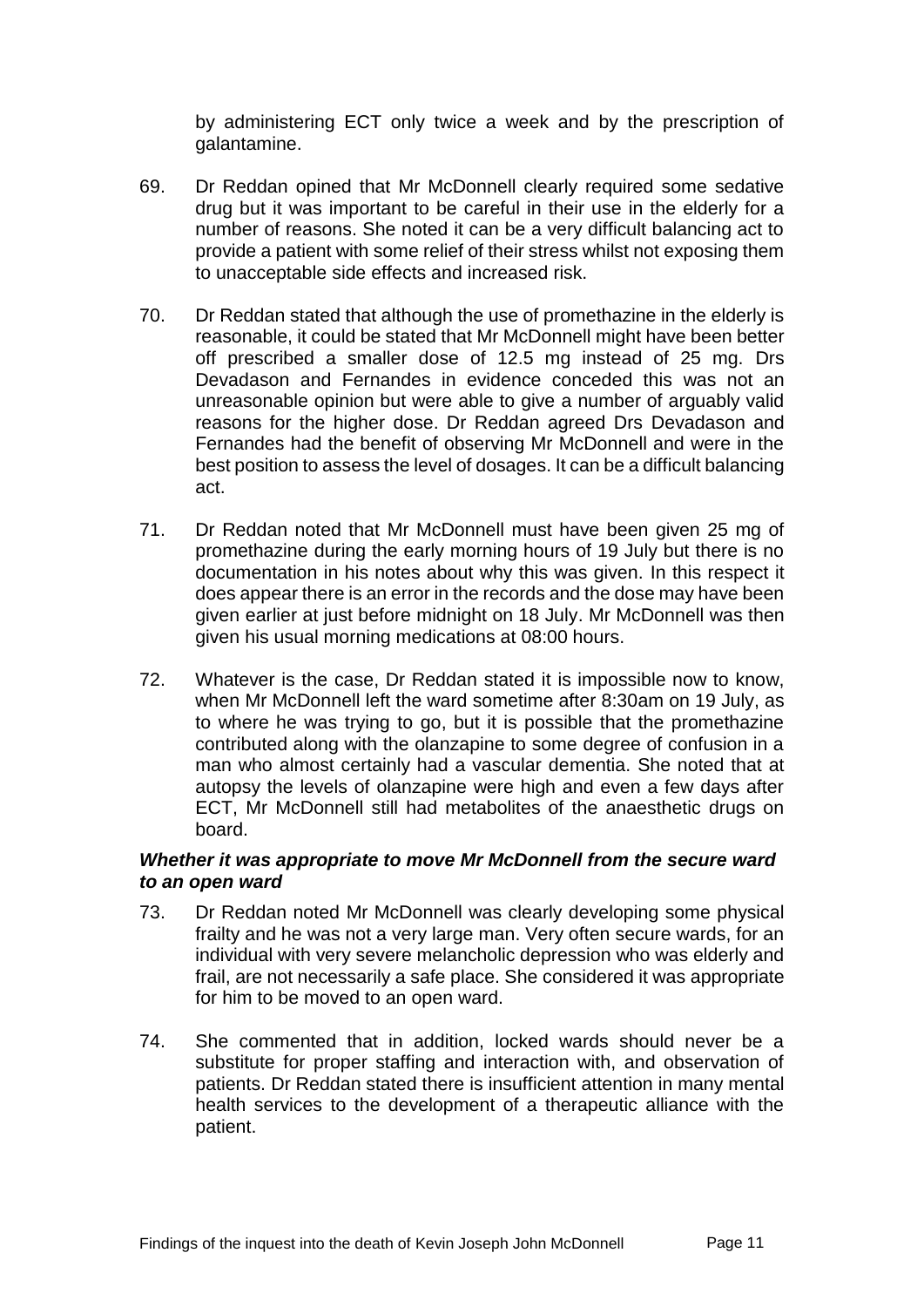by administering ECT only twice a week and by the prescription of galantamine.

69. Dr Reddan opined that Mr McDonnell clearly required some sedative drug but it was important to be careful in their use in the elderly for a number of reasons. She noted it can be a very difficult balancing act to provide a patient with some relief of their stress whilst not exposing them to unacceptable side effects and increased risk.

70. Dr Reddan stated that although the use of promethazine in the elderly is reasonable, it could be stated that Mr McDonnell might have been better off prescribed a smaller dose of 12.5 mg instead of 25 mg. Drs Devadason and Fernandes in evidence conceded this was not an unreasonable opinion but were able to give a number of arguably valid reasons for the higher dose. Dr Reddan agreed Drs Devadason and Fernandes had the benefit of observing Mr McDonnell and were in the best position to assess the level of dosages. It can be a difficult balancing act.

71. Dr Reddan noted that Mr McDonnell must have been given 25 mg of promethazine during the early morning hours of 19 July but there is no documentation in his notes about why this was given. In this respect it does appear there is an error in the records and the dose may have been given earlier at just before midnight on 18 July. Mr McDonnell was then given his usual morning medications at 08:00 hours.

72. Whatever is the case, Dr Reddan stated it is impossible now to know, when Mr McDonnell left the ward sometime after 8:30am on 19 July, as to where he was trying to go, but it is possible that the promethazine contributed along with the olanzapine to some degree of confusion in a man who almost certainly had a vascular dementia. She noted that at autopsy the levels of olanzapine were high and even a few days after ECT, Mr McDonnell still had metabolites of the anaesthetic drugs on board.

### *Whether it was appropriate to move Mr McDonnell from the secure ward to an open ward*

73. Dr Reddan noted Mr McDonnell was clearly developing some physical frailty and he was not a very large man. Very often secure wards, for an individual with very severe melancholic depression who was elderly and frail, are not necessarily a safe place. She considered it was appropriate for him to be moved to an open ward.

74. She commented that in addition, locked wards should never be a substitute for proper staffing and interaction with, and observation of patients. Dr Reddan stated there is insufficient attention in many mental health services to the development of a therapeutic alliance with the patient.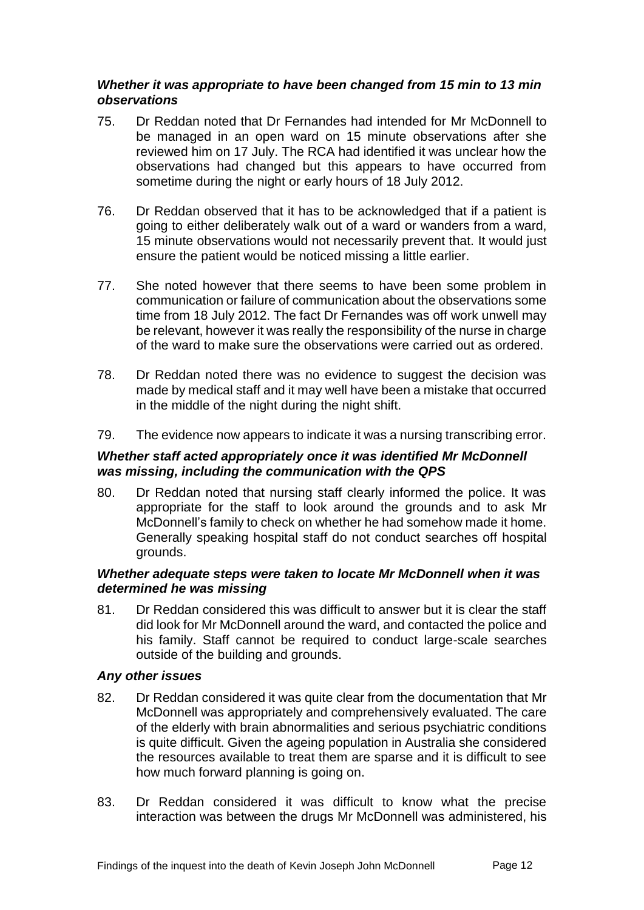### *Whether it was appropriate to have been changed from 15 min to 13 min observations*

75. Dr Reddan noted that Dr Fernandes had intended for Mr McDonnell to be managed in an open ward on 15 minute observations after she reviewed him on 17 July. The RCA had identified it was unclear how the observations had changed but this appears to have occurred from sometime during the night or early hours of 18 July 2012.

76. Dr Reddan observed that it has to be acknowledged that if a patient is going to either deliberately walk out of a ward or wanders from a ward, 15 minute observations would not necessarily prevent that. It would just ensure the patient would be noticed missing a little earlier.

77. She noted however that there seems to have been some problem in communication or failure of communication about the observations some time from 18 July 2012. The fact Dr Fernandes was off work unwell may be relevant, however it was really the responsibility of the nurse in charge of the ward to make sure the observations were carried out as ordered.

78. Dr Reddan noted there was no evidence to suggest the decision was made by medical staff and it may well have been a mistake that occurred in the middle of the night during the night shift.

79. The evidence now appears to indicate it was a nursing transcribing error.

### *Whether staff acted appropriately once it was identified Mr McDonnell was missing, including the communication with the QPS*

80. Dr Reddan noted that nursing staff clearly informed the police. It was appropriate for the staff to look around the grounds and to ask Mr McDonnell's family to check on whether he had somehow made it home. Generally speaking hospital staff do not conduct searches off hospital grounds.

### *Whether adequate steps were taken to locate Mr McDonnell when it was determined he was missing*

81. Dr Reddan considered this was difficult to answer but it is clear the staff did look for Mr McDonnell around the ward, and contacted the police and his family. Staff cannot be required to conduct large-scale searches outside of the building and grounds.

### *Any other issues*

82. Dr Reddan considered it was quite clear from the documentation that Mr McDonnell was appropriately and comprehensively evaluated. The care of the elderly with brain abnormalities and serious psychiatric conditions is quite difficult. Given the ageing population in Australia she considered the resources available to treat them are sparse and it is difficult to see how much forward planning is going on.

83. Dr Reddan considered it was difficult to know what the precise interaction was between the drugs Mr McDonnell was administered, his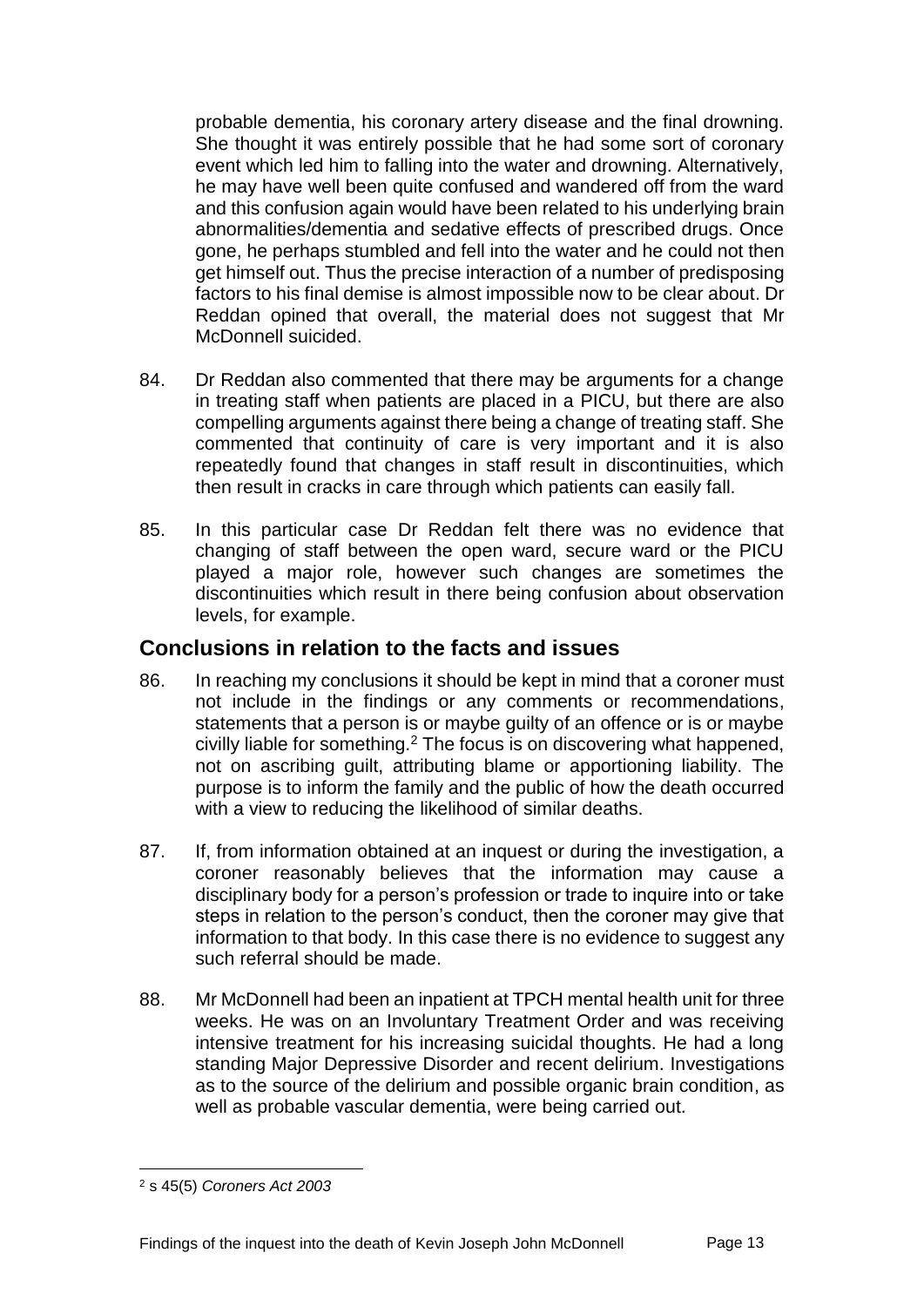probable dementia, his coronary artery disease and the final drowning. She thought it was entirely possible that he had some sort of coronary event which led him to falling into the water and drowning. Alternatively, he may have well been quite confused and wandered off from the ward and this confusion again would have been related to his underlying brain abnormalities/dementia and sedative effects of prescribed drugs. Once gone, he perhaps stumbled and fell into the water and he could not then get himself out. Thus the precise interaction of a number of predisposing factors to his final demise is almost impossible now to be clear about. Dr Reddan opined that overall, the material does not suggest that Mr McDonnell suicided.

84. Dr Reddan also commented that there may be arguments for a change in treating staff when patients are placed in a PICU, but there are also compelling arguments against there being a change of treating staff. She commented that continuity of care is very important and it is also repeatedly found that changes in staff result in discontinuities, which then result in cracks in care through which patients can easily fall.

85. In this particular case Dr Reddan felt there was no evidence that changing of staff between the open ward, secure ward or the PICU played a major role, however such changes are sometimes the discontinuities which result in there being confusion about observation levels, for example.

## Conclusions in relation to the facts and issues

86. In reaching my conclusions it should be kept in mind that a coroner must not include in the findings or any comments or recommendations, statements that a person is or maybe guilty of an offence or is or maybe civilly liable for something.[2] The focus is on discovering what happened, not on ascribing guilt, attributing blame or apportioning liability. The purpose is to inform the family and the public of how the death occurred with a view to reducing the likelihood of similar deaths.

87. If, from information obtained at an inquest or during the investigation, a coroner reasonably believes that the information may cause a disciplinary body for a person's profession or trade to inquire into or take steps in relation to the person's conduct, then the coroner may give that information to that body. In this case there is no evidence to suggest any such referral should be made.

88. Mr McDonnell had been an inpatient at TPCH mental health unit for three weeks. He was on an Involuntary Treatment Order and was receiving intensive treatment for his increasing suicidal thoughts. He had a long standing Major Depressive Disorder and recent delirium. Investigations as to the source of the delirium and possible organic brain condition, as well as probable vascular dementia, were being carried out.

---

[2] s 45(5) *Coroners Act 2003*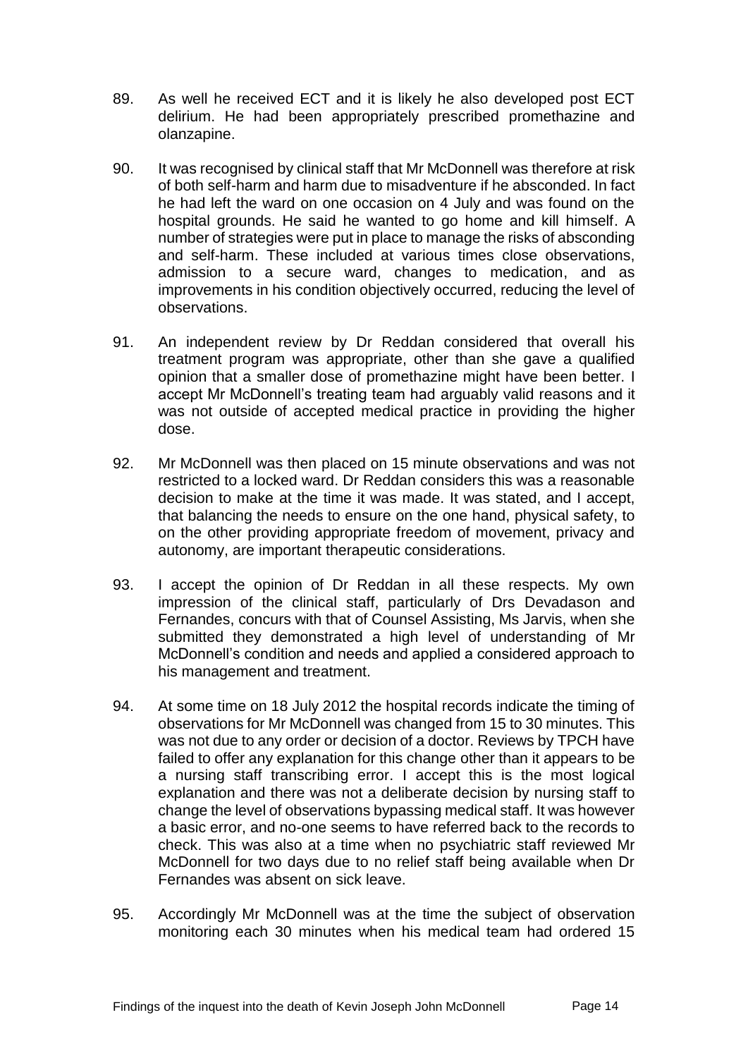89. As well he received ECT and it is likely he also developed post ECT delirium. He had been appropriately prescribed promethazine and olanzapine.

90. It was recognised by clinical staff that Mr McDonnell was therefore at risk of both self-harm and harm due to misadventure if he absconded. In fact he had left the ward on one occasion on 4 July and was found on the hospital grounds. He said he wanted to go home and kill himself. A number of strategies were put in place to manage the risks of absconding and self-harm. These included at various times close observations, admission to a secure ward, changes to medication, and as improvements in his condition objectively occurred, reducing the level of observations.

91. An independent review by Dr Reddan considered that overall his treatment program was appropriate, other than she gave a qualified opinion that a smaller dose of promethazine might have been better. I accept Mr McDonnell's treating team had arguably valid reasons and it was not outside of accepted medical practice in providing the higher dose.

92. Mr McDonnell was then placed on 15 minute observations and was not restricted to a locked ward. Dr Reddan considers this was a reasonable decision to make at the time it was made. It was stated, and I accept, that balancing the needs to ensure on the one hand, physical safety, to on the other providing appropriate freedom of movement, privacy and autonomy, are important therapeutic considerations.

93. I accept the opinion of Dr Reddan in all these respects. My own impression of the clinical staff, particularly of Drs Devadason and Fernandes, concurs with that of Counsel Assisting, Ms Jarvis, when she submitted they demonstrated a high level of understanding of Mr McDonnell's condition and needs and applied a considered approach to his management and treatment.

94. At some time on 18 July 2012 the hospital records indicate the timing of observations for Mr McDonnell was changed from 15 to 30 minutes. This was not due to any order or decision of a doctor. Reviews by TPCH have failed to offer any explanation for this change other than it appears to be a nursing staff transcribing error. I accept this is the most logical explanation and there was not a deliberate decision by nursing staff to change the level of observations bypassing medical staff. It was however a basic error, and no-one seems to have referred back to the records to check. This was also at a time when no psychiatric staff reviewed Mr McDonnell for two days due to no relief staff being available when Dr Fernandes was absent on sick leave.

95. Accordingly Mr McDonnell was at the time the subject of observation monitoring each 30 minutes when his medical team had ordered 15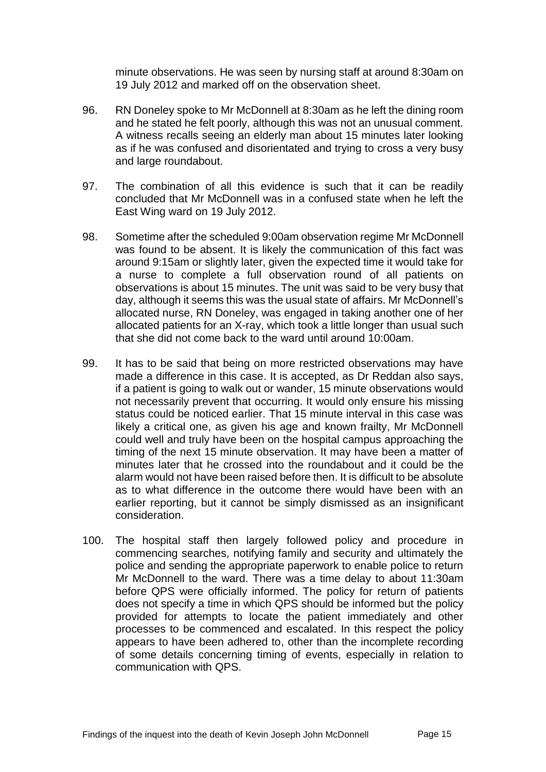minute observations. He was seen by nursing staff at around 8:30am on 19 July 2012 and marked off on the observation sheet.

96. RN Doneley spoke to Mr McDonnell at 8:30am as he left the dining room and he stated he felt poorly, although this was not an unusual comment. A witness recalls seeing an elderly man about 15 minutes later looking as if he was confused and disorientated and trying to cross a very busy and large roundabout.

97. The combination of all this evidence is such that it can be readily concluded that Mr McDonnell was in a confused state when he left the East Wing ward on 19 July 2012.

98. Sometime after the scheduled 9:00am observation regime Mr McDonnell was found to be absent. It is likely the communication of this fact was around 9:15am or slightly later, given the expected time it would take for a nurse to complete a full observation round of all patients on observations is about 15 minutes. The unit was said to be very busy that day, although it seems this was the usual state of affairs. Mr McDonnell's allocated nurse, RN Doneley, was engaged in taking another one of her allocated patients for an X-ray, which took a little longer than usual such that she did not come back to the ward until around 10:00am.

99. It has to be said that being on more restricted observations may have made a difference in this case. It is accepted, as Dr Reddan also says, if a patient is going to walk out or wander, 15 minute observations would not necessarily prevent that occurring. It would only ensure his missing status could be noticed earlier. That 15 minute interval in this case was likely a critical one, as given his age and known frailty, Mr McDonnell could well and truly have been on the hospital campus approaching the timing of the next 15 minute observation. It may have been a matter of minutes later that he crossed into the roundabout and it could be the alarm would not have been raised before then. It is difficult to be absolute as to what difference in the outcome there would have been with an earlier reporting, but it cannot be simply dismissed as an insignificant consideration.

100. The hospital staff then largely followed policy and procedure in commencing searches, notifying family and security and ultimately the police and sending the appropriate paperwork to enable police to return Mr McDonnell to the ward. There was a time delay to about 11:30am before QPS were officially informed. The policy for return of patients does not specify a time in which QPS should be informed but the policy provided for attempts to locate the patient immediately and other processes to be commenced and escalated. In this respect the policy appears to have been adhered to, other than the incomplete recording of some details concerning timing of events, especially in relation to communication with QPS.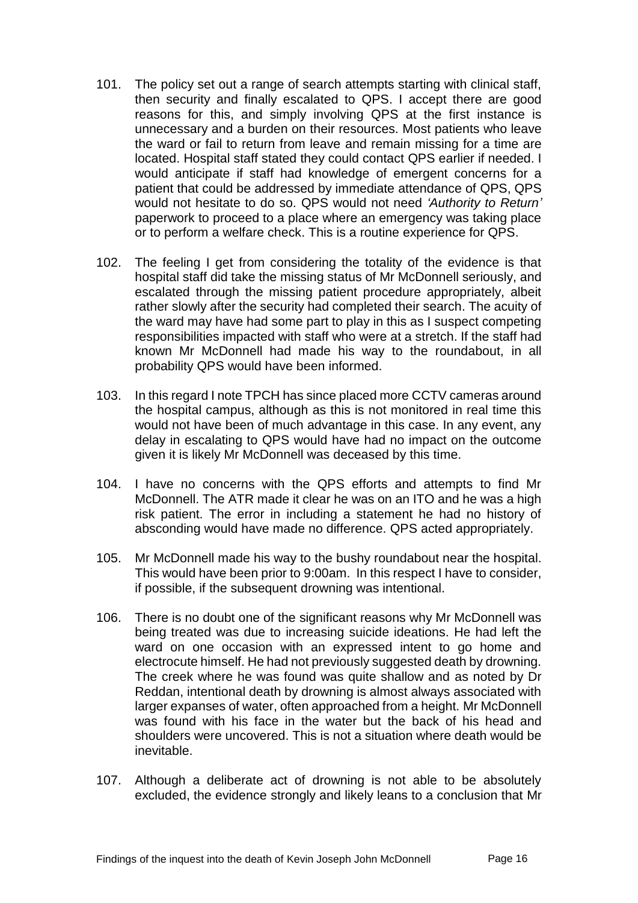101. The policy set out a range of search attempts starting with clinical staff, then security and finally escalated to QPS. I accept there are good reasons for this, and simply involving QPS at the first instance is unnecessary and a burden on their resources. Most patients who leave the ward or fail to return from leave and remain missing for a time are located. Hospital staff stated they could contact QPS earlier if needed. I would anticipate if staff had knowledge of emergent concerns for a patient that could be addressed by immediate attendance of QPS, QPS would not hesitate to do so. QPS would not need *'Authority to Return'* paperwork to proceed to a place where an emergency was taking place or to perform a welfare check. This is a routine experience for QPS.

102. The feeling I get from considering the totality of the evidence is that hospital staff did take the missing status of Mr McDonnell seriously, and escalated through the missing patient procedure appropriately, albeit rather slowly after the security had completed their search. The acuity of the ward may have had some part to play in this as I suspect competing responsibilities impacted with staff who were at a stretch. If the staff had known Mr McDonnell had made his way to the roundabout, in all probability QPS would have been informed.

103. In this regard I note TPCH has since placed more CCTV cameras around the hospital campus, although as this is not monitored in real time this would not have been of much advantage in this case. In any event, any delay in escalating to QPS would have had no impact on the outcome given it is likely Mr McDonnell was deceased by this time.

104. I have no concerns with the QPS efforts and attempts to find Mr McDonnell. The ATR made it clear he was on an ITO and he was a high risk patient. The error in including a statement he had no history of absconding would have made no difference. QPS acted appropriately.

105. Mr McDonnell made his way to the bushy roundabout near the hospital. This would have been prior to 9:00am. In this respect I have to consider, if possible, if the subsequent drowning was intentional.

106. There is no doubt one of the significant reasons why Mr McDonnell was being treated was due to increasing suicide ideations. He had left the ward on one occasion with an expressed intent to go home and electrocute himself. He had not previously suggested death by drowning. The creek where he was found was quite shallow and as noted by Dr Reddan, intentional death by drowning is almost always associated with larger expanses of water, often approached from a height. Mr McDonnell was found with his face in the water but the back of his head and shoulders were uncovered. This is not a situation where death would be inevitable.

107. Although a deliberate act of drowning is not able to be absolutely excluded, the evidence strongly and likely leans to a conclusion that Mr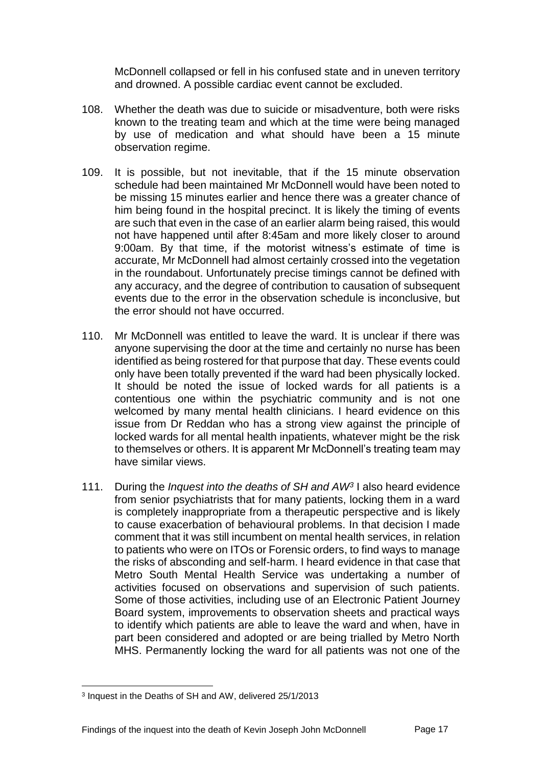McDonnell collapsed or fell in his confused state and in uneven territory and drowned. A possible cardiac event cannot be excluded.

108. Whether the death was due to suicide or misadventure, both were risks known to the treating team and which at the time were being managed by use of medication and what should have been a 15 minute observation regime.

109. It is possible, but not inevitable, that if the 15 minute observation schedule had been maintained Mr McDonnell would have been noted to be missing 15 minutes earlier and hence there was a greater chance of him being found in the hospital precinct. It is likely the timing of events are such that even in the case of an earlier alarm being raised, this would not have happened until after 8:45am and more likely closer to around 9:00am. By that time, if the motorist witness's estimate of time is accurate, Mr McDonnell had almost certainly crossed into the vegetation in the roundabout. Unfortunately precise timings cannot be defined with any accuracy, and the degree of contribution to causation of subsequent events due to the error in the observation schedule is inconclusive, but the error should not have occurred.

110. Mr McDonnell was entitled to leave the ward. It is unclear if there was anyone supervising the door at the time and certainly no nurse has been identified as being rostered for that purpose that day. These events could only have been totally prevented if the ward had been physically locked. It should be noted the issue of locked wards for all patients is a contentious one within the psychiatric community and is not one welcomed by many mental health clinicians. I heard evidence on this issue from Dr Reddan who has a strong view against the principle of locked wards for all mental health inpatients, whatever might be the risk to themselves or others. It is apparent Mr McDonnell's treating team may have similar views.

111. During the *Inquest into the deaths of SH and AW*[3] I also heard evidence from senior psychiatrists that for many patients, locking them in a ward is completely inappropriate from a therapeutic perspective and is likely to cause exacerbation of behavioural problems. In that decision I made comment that it was still incumbent on mental health services, in relation to patients who were on ITOs or Forensic orders, to find ways to manage the risks of absconding and self-harm. I heard evidence in that case that Metro South Mental Health Service was undertaking a number of activities focused on observations and supervision of such patients. Some of those activities, including use of an Electronic Patient Journey Board system, improvements to observation sheets and practical ways to identify which patients are able to leave the ward and when, have in part been considered and adopted or are being trialled by Metro North MHS. Permanently locking the ward for all patients was not one of the

---

[3] Inquest in the Deaths of SH and AW, delivered 25/1/2013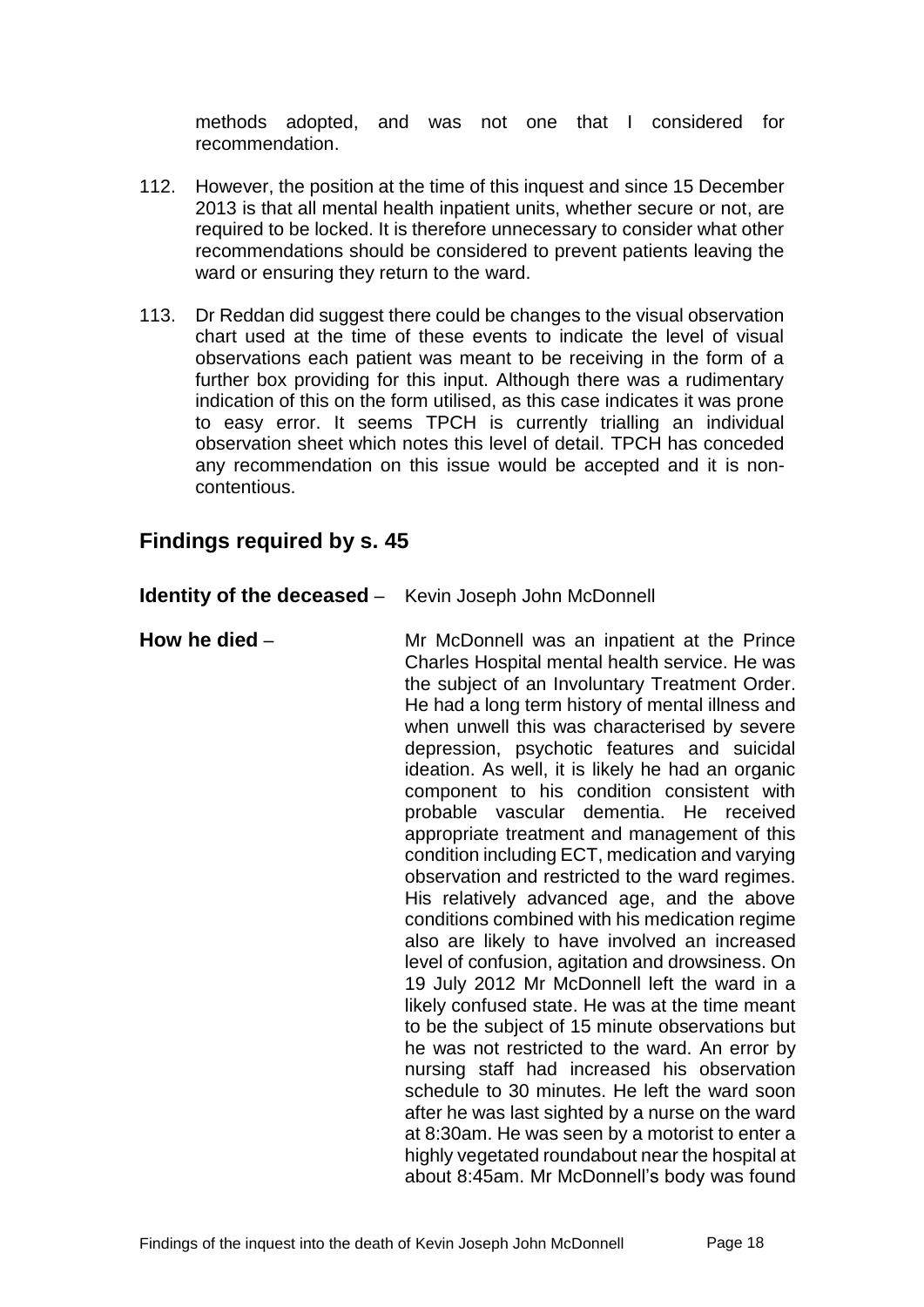methods adopted, and was not one that I considered for recommendation.

112. However, the position at the time of this inquest and since 15 December 2013 is that all mental health inpatient units, whether secure or not, are required to be locked. It is therefore unnecessary to consider what other recommendations should be considered to prevent patients leaving the ward or ensuring they return to the ward.

113. Dr Reddan did suggest there could be changes to the visual observation chart used at the time of these events to indicate the level of visual observations each patient was meant to be receiving in the form of a further box providing for this input. Although there was a rudimentary indication of this on the form utilised, as this case indicates it was prone to easy error. It seems TPCH is currently trialling an individual observation sheet which notes this level of detail. TPCH has conceded any recommendation on this issue would be accepted and it is non-contentious.

## Findings required by s. 45

**Identity of the deceased** – Kevin Joseph John McDonnell

**How he died** – Mr McDonnell was an inpatient at the Prince Charles Hospital mental health service. He was the subject of an Involuntary Treatment Order. He had a long term history of mental illness and when unwell this was characterised by severe depression, psychotic features and suicidal ideation. As well, it is likely he had an organic component to his condition consistent with probable vascular dementia. He received appropriate treatment and management of this condition including ECT, medication and varying observation and restricted to the ward regimes. His relatively advanced age, and the above conditions combined with his medication regime also are likely to have involved an increased level of confusion, agitation and drowsiness. On 19 July 2012 Mr McDonnell left the ward in a likely confused state. He was at the time meant to be the subject of 15 minute observations but he was not restricted to the ward. An error by nursing staff had increased his observation schedule to 30 minutes. He left the ward soon after he was last sighted by a nurse on the ward at 8:30am. He was seen by a motorist to enter a highly vegetated roundabout near the hospital at about 8:45am. Mr McDonnell's body was found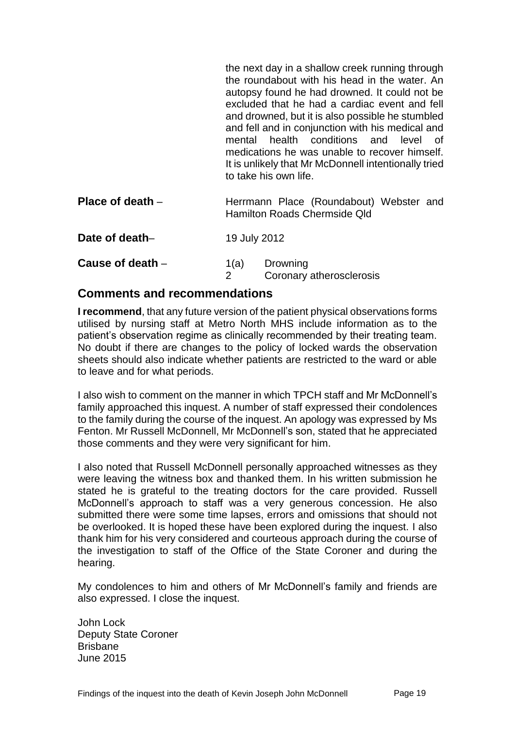the next day in a shallow creek running through the roundabout with his head in the water. An autopsy found he had drowned. It could not be excluded that he had a cardiac event and fell and drowned, but it is also possible he stumbled and fell and in conjunction with his medical and mental health conditions and level of medications he was unable to recover himself. It is unlikely that Mr McDonnell intentionally tried to take his own life.

| | | |
|---|---|---|
| **Place of death** – | Herrmann Place (Roundabout) Webster and Hamilton Roads Chermside Qld | |
| **Date of death**– | 19 July 2012 | |
| **Cause of death** – | 1(a) | Drowning |
| | 2 | Coronary atherosclerosis |

## Comments and recommendations

**I recommend**, that any future version of the patient physical observations forms utilised by nursing staff at Metro North MHS include information as to the patient's observation regime as clinically recommended by their treating team. No doubt if there are changes to the policy of locked wards the observation sheets should also indicate whether patients are restricted to the ward or able to leave and for what periods.

I also wish to comment on the manner in which TPCH staff and Mr McDonnell's family approached this inquest. A number of staff expressed their condolences to the family during the course of the inquest. An apology was expressed by Ms Fenton. Mr Russell McDonnell, Mr McDonnell's son, stated that he appreciated those comments and they were very significant for him.

I also noted that Russell McDonnell personally approached witnesses as they were leaving the witness box and thanked them. In his written submission he stated he is grateful to the treating doctors for the care provided. Russell McDonnell's approach to staff was a very generous concession. He also submitted there were some time lapses, errors and omissions that should not be overlooked. It is hoped these have been explored during the inquest. I also thank him for his very considered and courteous approach during the course of the investigation to staff of the Office of the State Coroner and during the hearing.

My condolences to him and others of Mr McDonnell's family and friends are also expressed. I close the inquest.

John Lock
Deputy State Coroner
Brisbane
June 2015